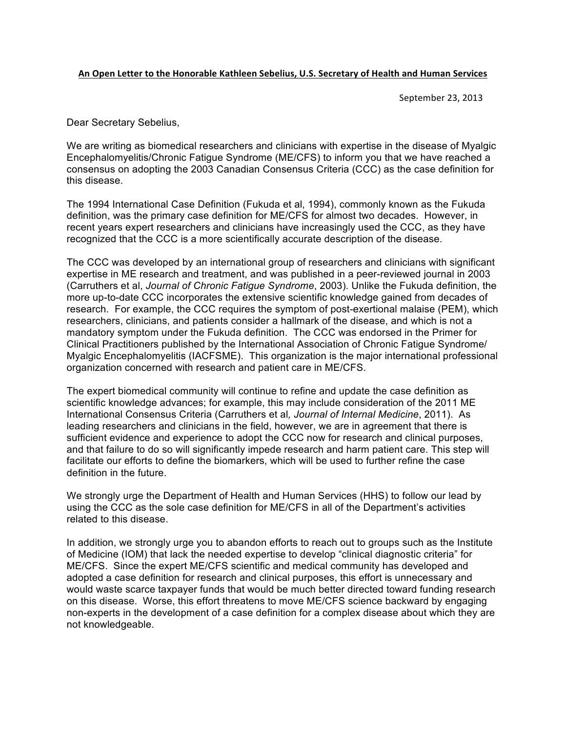**An Open Letter to the Honorable Kathleen Sebelius, U.S. Secretary of Health and Human Services**

September 23, 2013

Dear Secretary Sebelius,

We are writing as biomedical researchers and clinicians with expertise in the disease of Myalgic Encephalomyelitis/Chronic Fatigue Syndrome (ME/CFS) to inform you that we have reached a consensus on adopting the 2003 Canadian Consensus Criteria (CCC) as the case definition for this disease.

The 1994 International Case Definition (Fukuda et al, 1994), commonly known as the Fukuda definition, was the primary case definition for ME/CFS for almost two decades. However, in recent years expert researchers and clinicians have increasingly used the CCC, as they have recognized that the CCC is a more scientifically accurate description of the disease.

The CCC was developed by an international group of researchers and clinicians with significant expertise in ME research and treatment, and was published in a peer-reviewed journal in 2003 (Carruthers et al, *Journal of Chronic Fatigue Syndrome*, 2003). Unlike the Fukuda definition, the more up-to-date CCC incorporates the extensive scientific knowledge gained from decades of research. For example, the CCC requires the symptom of post-exertional malaise (PEM), which researchers, clinicians, and patients consider a hallmark of the disease, and which is not a mandatory symptom under the Fukuda definition. The CCC was endorsed in the Primer for Clinical Practitioners published by the International Association of Chronic Fatigue Syndrome/ Myalgic Encephalomyelitis (IACFSME). This organization is the major international professional organization concerned with research and patient care in ME/CFS.

The expert biomedical community will continue to refine and update the case definition as scientific knowledge advances; for example, this may include consideration of the 2011 ME International Consensus Criteria (Carruthers et al*, Journal of Internal Medicine*, 2011). As leading researchers and clinicians in the field, however, we are in agreement that there is sufficient evidence and experience to adopt the CCC now for research and clinical purposes, and that failure to do so will significantly impede research and harm patient care. This step will facilitate our efforts to define the biomarkers, which will be used to further refine the case definition in the future.

We strongly urge the Department of Health and Human Services (HHS) to follow our lead by using the CCC as the sole case definition for ME/CFS in all of the Department's activities related to this disease.

In addition, we strongly urge you to abandon efforts to reach out to groups such as the Institute of Medicine (IOM) that lack the needed expertise to develop "clinical diagnostic criteria" for ME/CFS. Since the expert ME/CFS scientific and medical community has developed and adopted a case definition for research and clinical purposes, this effort is unnecessary and would waste scarce taxpayer funds that would be much better directed toward funding research on this disease. Worse, this effort threatens to move ME/CFS science backward by engaging non-experts in the development of a case definition for a complex disease about which they are not knowledgeable.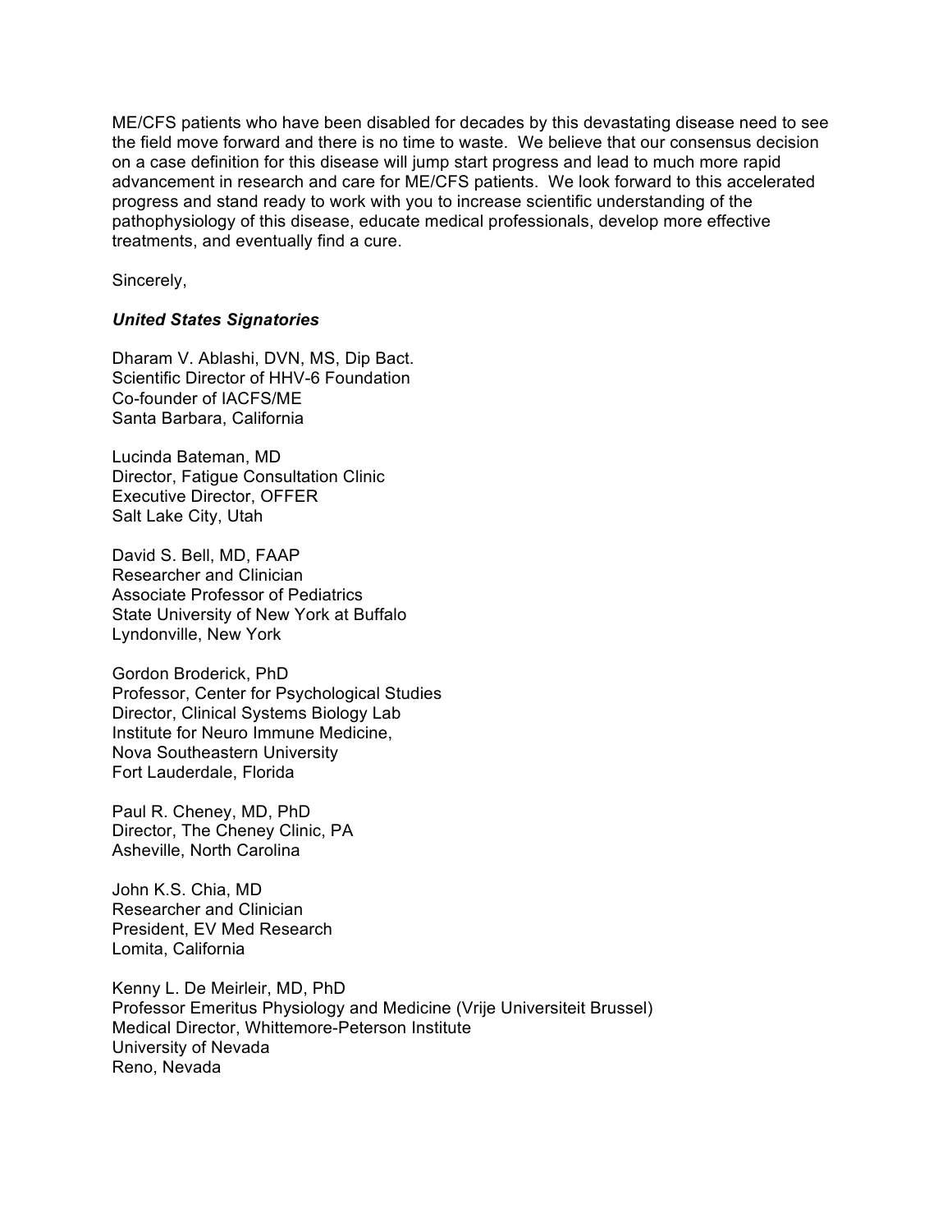ME/CFS patients who have been disabled for decades by this devastating disease need to see the field move forward and there is no time to waste. We believe that our consensus decision on a case definition for this disease will jump start progress and lead to much more rapid advancement in research and care for ME/CFS patients. We look forward to this accelerated progress and stand ready to work with you to increase scientific understanding of the pathophysiology of this disease, educate medical professionals, develop more effective treatments, and eventually find a cure.

Sincerely,

***United States Signatories***

Dharam V. Ablashi, DVN, MS, Dip Bact.
Scientific Director of HHV-6 Foundation
Co-founder of IACFS/ME
Santa Barbara, California

Lucinda Bateman, MD
Director, Fatigue Consultation Clinic
Executive Director, OFFER
Salt Lake City, Utah

David S. Bell, MD, FAAP
Researcher and Clinician
Associate Professor of Pediatrics
State University of New York at Buffalo
Lyndonville, New York

Gordon Broderick, PhD
Professor, Center for Psychological Studies
Director, Clinical Systems Biology Lab
Institute for Neuro Immune Medicine,
Nova Southeastern University
Fort Lauderdale, Florida

Paul R. Cheney, MD, PhD
Director, The Cheney Clinic, PA
Asheville, North Carolina

John K.S. Chia, MD
Researcher and Clinician
President, EV Med Research
Lomita, California

Kenny L. De Meirleir, MD, PhD
Professor Emeritus Physiology and Medicine (Vrije Universiteit Brussel)
Medical Director, Whittemore-Peterson Institute
University of Nevada
Reno, Nevada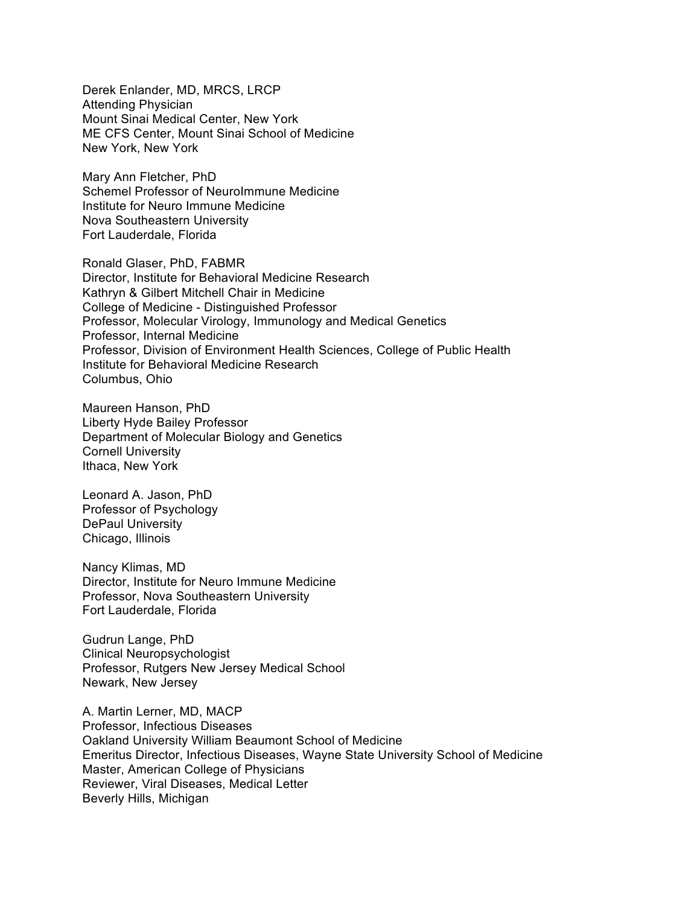Derek Enlander, MD, MRCS, LRCP
Attending Physician
Mount Sinai Medical Center, New York
ME CFS Center, Mount Sinai School of Medicine
New York, New York

Mary Ann Fletcher, PhD
Schemel Professor of NeuroImmune Medicine
Institute for Neuro Immune Medicine
Nova Southeastern University
Fort Lauderdale, Florida

Ronald Glaser, PhD, FABMR
Director, Institute for Behavioral Medicine Research
Kathryn & Gilbert Mitchell Chair in Medicine
College of Medicine - Distinguished Professor
Professor, Molecular Virology, Immunology and Medical Genetics
Professor, Internal Medicine
Professor, Division of Environment Health Sciences, College of Public Health
Institute for Behavioral Medicine Research
Columbus, Ohio

Maureen Hanson, PhD
Liberty Hyde Bailey Professor
Department of Molecular Biology and Genetics
Cornell University
Ithaca, New York

Leonard A. Jason, PhD
Professor of Psychology
DePaul University
Chicago, Illinois

Nancy Klimas, MD
Director, Institute for Neuro Immune Medicine
Professor, Nova Southeastern University
Fort Lauderdale, Florida

Gudrun Lange, PhD
Clinical Neuropsychologist
Professor, Rutgers New Jersey Medical School
Newark, New Jersey

A. Martin Lerner, MD, MACP
Professor, Infectious Diseases
Oakland University William Beaumont School of Medicine
Emeritus Director, Infectious Diseases, Wayne State University School of Medicine
Master, American College of Physicians
Reviewer, Viral Diseases, Medical Letter
Beverly Hills, Michigan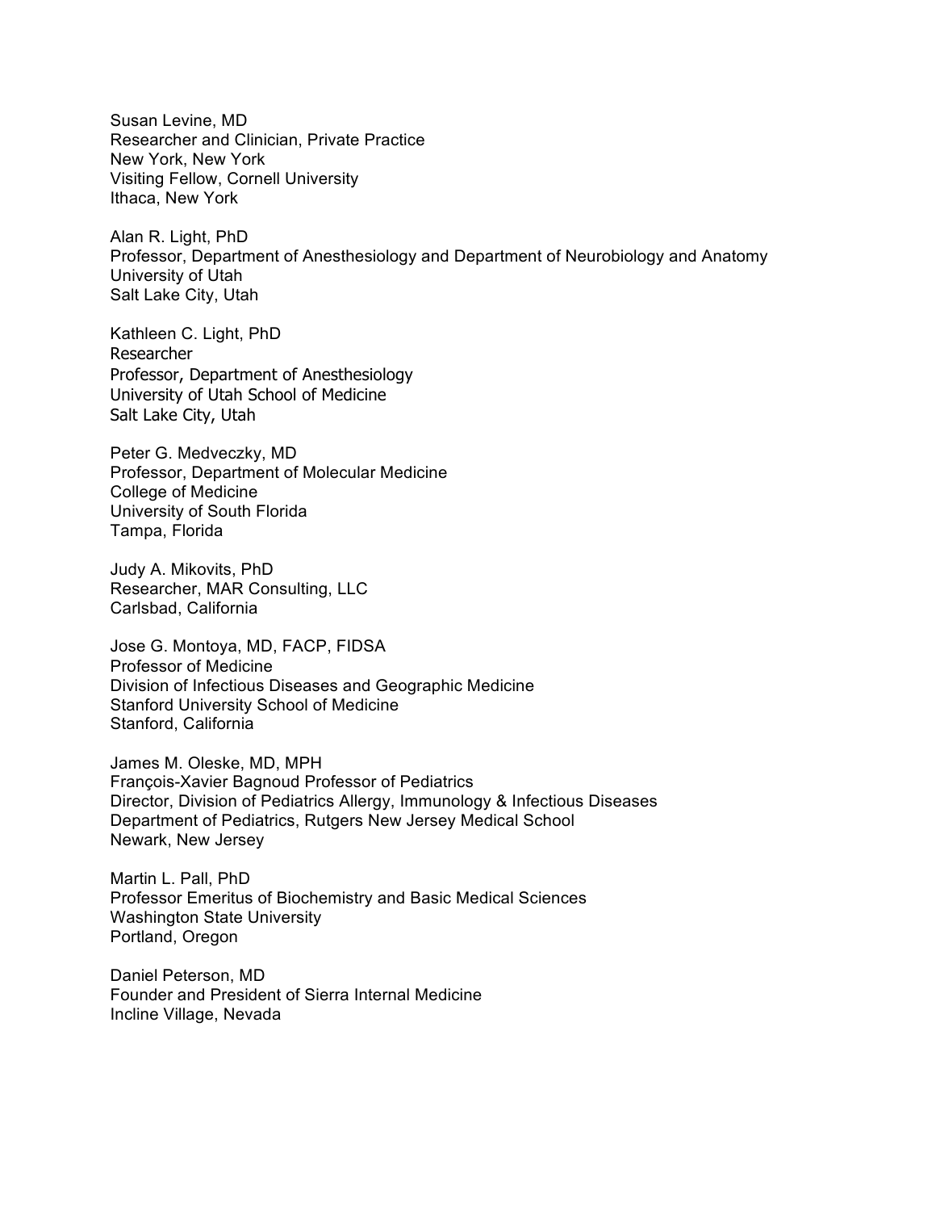Susan Levine, MD
Researcher and Clinician, Private Practice
New York, New York
Visiting Fellow, Cornell University
Ithaca, New York

Alan R. Light, PhD
Professor, Department of Anesthesiology and Department of Neurobiology and Anatomy
University of Utah
Salt Lake City, Utah

Kathleen C. Light, PhD
Researcher
Professor, Department of Anesthesiology
University of Utah School of Medicine
Salt Lake City, Utah

Peter G. Medveczky, MD
Professor, Department of Molecular Medicine
College of Medicine
University of South Florida
Tampa, Florida

Judy A. Mikovits, PhD
Researcher, MAR Consulting, LLC
Carlsbad, California

Jose G. Montoya, MD, FACP, FIDSA
Professor of Medicine
Division of Infectious Diseases and Geographic Medicine
Stanford University School of Medicine
Stanford, California

James M. Oleske, MD, MPH
François-Xavier Bagnoud Professor of Pediatrics
Director, Division of Pediatrics Allergy, Immunology & Infectious Diseases
Department of Pediatrics, Rutgers New Jersey Medical School
Newark, New Jersey

Martin L. Pall, PhD
Professor Emeritus of Biochemistry and Basic Medical Sciences
Washington State University
Portland, Oregon

Daniel Peterson, MD
Founder and President of Sierra Internal Medicine
Incline Village, Nevada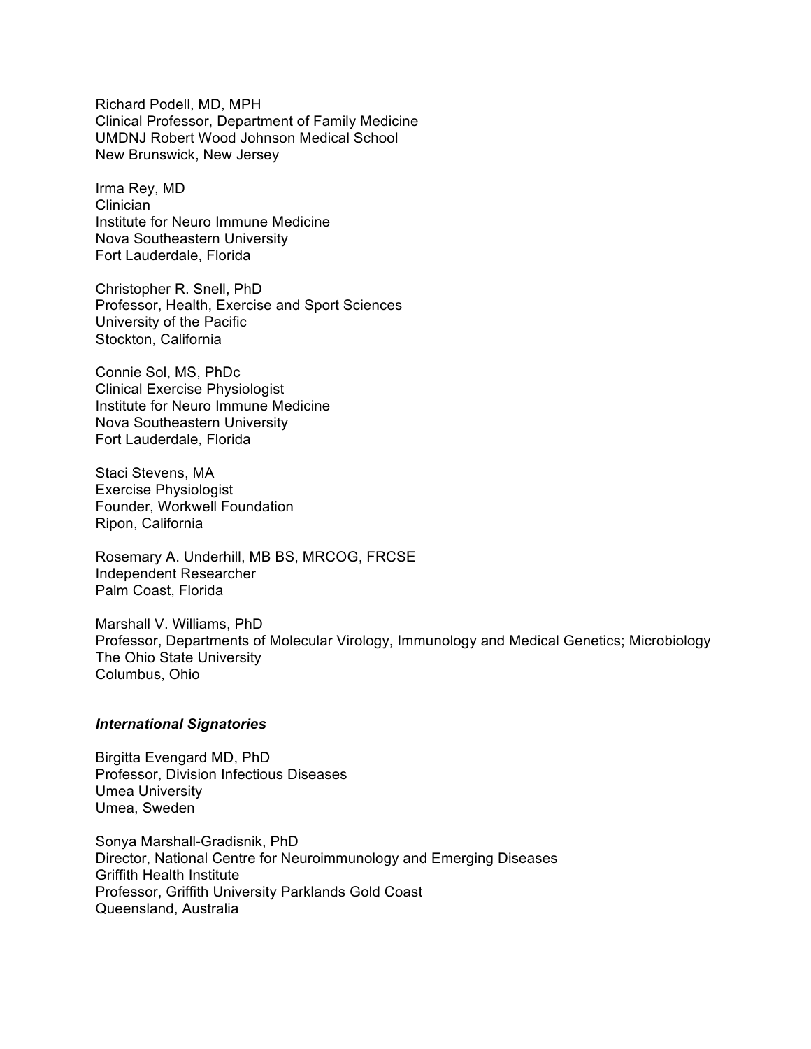Richard Podell, MD, MPH
Clinical Professor, Department of Family Medicine
UMDNJ Robert Wood Johnson Medical School
New Brunswick, New Jersey

Irma Rey, MD
Clinician
Institute for Neuro Immune Medicine
Nova Southeastern University
Fort Lauderdale, Florida

Christopher R. Snell, PhD
Professor, Health, Exercise and Sport Sciences
University of the Pacific
Stockton, California

Connie Sol, MS, PhDc
Clinical Exercise Physiologist
Institute for Neuro Immune Medicine
Nova Southeastern University
Fort Lauderdale, Florida

Staci Stevens, MA
Exercise Physiologist
Founder, Workwell Foundation
Ripon, California

Rosemary A. Underhill, MB BS, MRCOG, FRCSE
Independent Researcher
Palm Coast, Florida

Marshall V. Williams, PhD
Professor, Departments of Molecular Virology, Immunology and Medical Genetics; Microbiology
The Ohio State University
Columbus, Ohio

***International Signatories***

Birgitta Evengard MD, PhD
Professor, Division Infectious Diseases
Umea University
Umea, Sweden

Sonya Marshall-Gradisnik, PhD
Director, National Centre for Neuroimmunology and Emerging Diseases
Griffith Health Institute
Professor, Griffith University Parklands Gold Coast
Queensland, Australia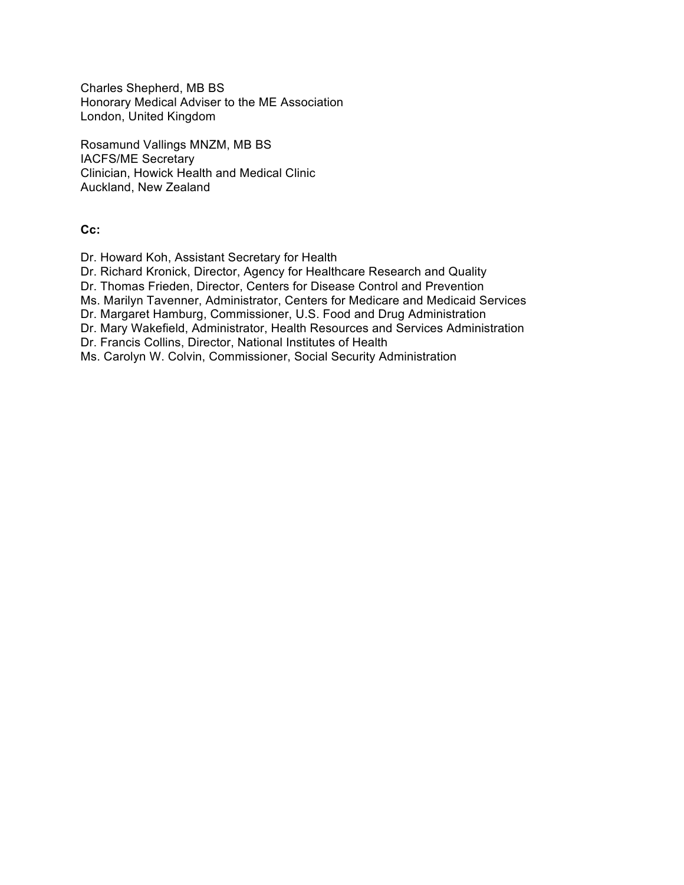Charles Shepherd, MB BS
Honorary Medical Adviser to the ME Association
London, United Kingdom

Rosamund Vallings MNZM, MB BS
IACFS/ME Secretary
Clinician, Howick Health and Medical Clinic
Auckland, New Zealand

**Cc:**

Dr. Howard Koh, Assistant Secretary for Health
Dr. Richard Kronick, Director, Agency for Healthcare Research and Quality
Dr. Thomas Frieden, Director, Centers for Disease Control and Prevention
Ms. Marilyn Tavenner, Administrator, Centers for Medicare and Medicaid Services
Dr. Margaret Hamburg, Commissioner, U.S. Food and Drug Administration
Dr. Mary Wakefield, Administrator, Health Resources and Services Administration
Dr. Francis Collins, Director, National Institutes of Health
Ms. Carolyn W. Colvin, Commissioner, Social Security Administration